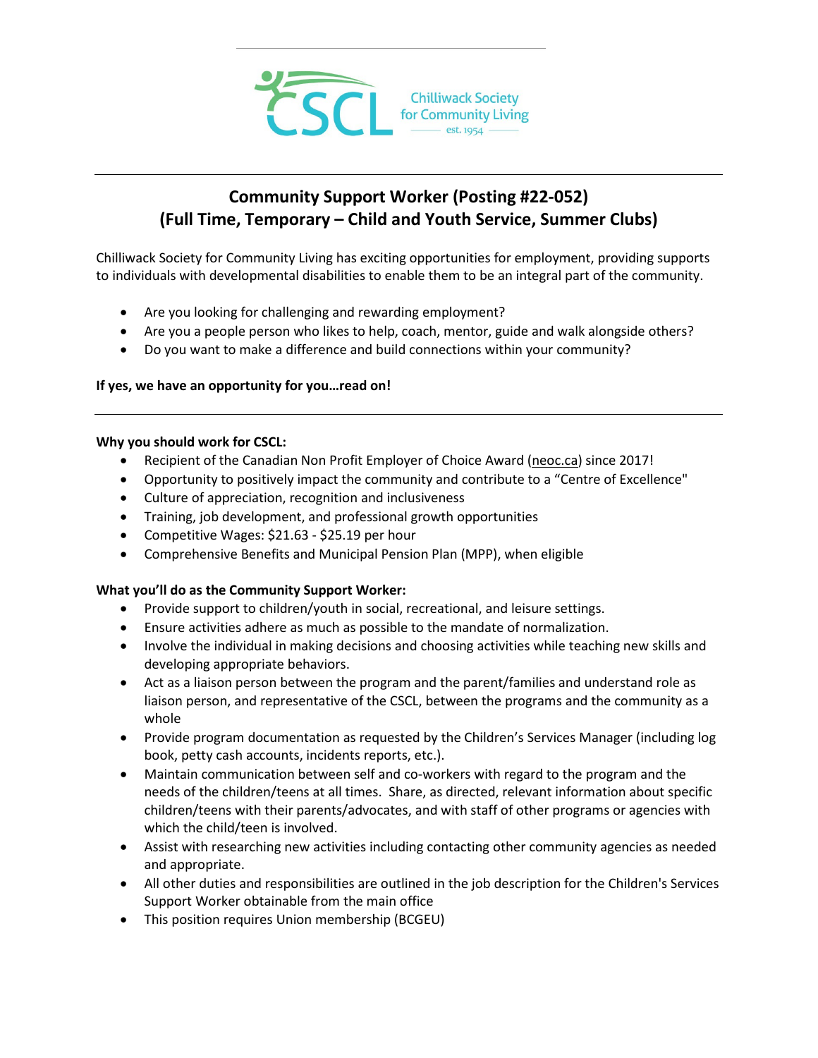Chilliwack Society for Community Living est. 1954

# Community Support Worker (Posting #22-052)
## (Full Time, Temporary – Child and Youth Service, Summer Clubs)

Chilliwack Society for Community Living has exciting opportunities for employment, providing supports to individuals with developmental disabilities to enable them to be an integral part of the community.

- Are you looking for challenging and rewarding employment?
- Are you a people person who likes to help, coach, mentor, guide and walk alongside others?
- Do you want to make a difference and build connections within your community?

**If yes, we have an opportunity for you…read on!**

---

**Why you should work for CSCL:**

- Recipient of the Canadian Non Profit Employer of Choice Award (neoc.ca) since 2017!
- Opportunity to positively impact the community and contribute to a "Centre of Excellence"
- Culture of appreciation, recognition and inclusiveness
- Training, job development, and professional growth opportunities
- Competitive Wages: $21.63 - $25.19 per hour
- Comprehensive Benefits and Municipal Pension Plan (MPP), when eligible

**What you'll do as the Community Support Worker:**

- Provide support to children/youth in social, recreational, and leisure settings.
- Ensure activities adhere as much as possible to the mandate of normalization.
- Involve the individual in making decisions and choosing activities while teaching new skills and developing appropriate behaviors.
- Act as a liaison person between the program and the parent/families and understand role as liaison person, and representative of the CSCL, between the programs and the community as a whole
- Provide program documentation as requested by the Children's Services Manager (including log book, petty cash accounts, incidents reports, etc.).
- Maintain communication between self and co-workers with regard to the program and the needs of the children/teens at all times. Share, as directed, relevant information about specific children/teens with their parents/advocates, and with staff of other programs or agencies with which the child/teen is involved.
- Assist with researching new activities including contacting other community agencies as needed and appropriate.
- All other duties and responsibilities are outlined in the job description for the Children's Services Support Worker obtainable from the main office
- This position requires Union membership (BCGEU)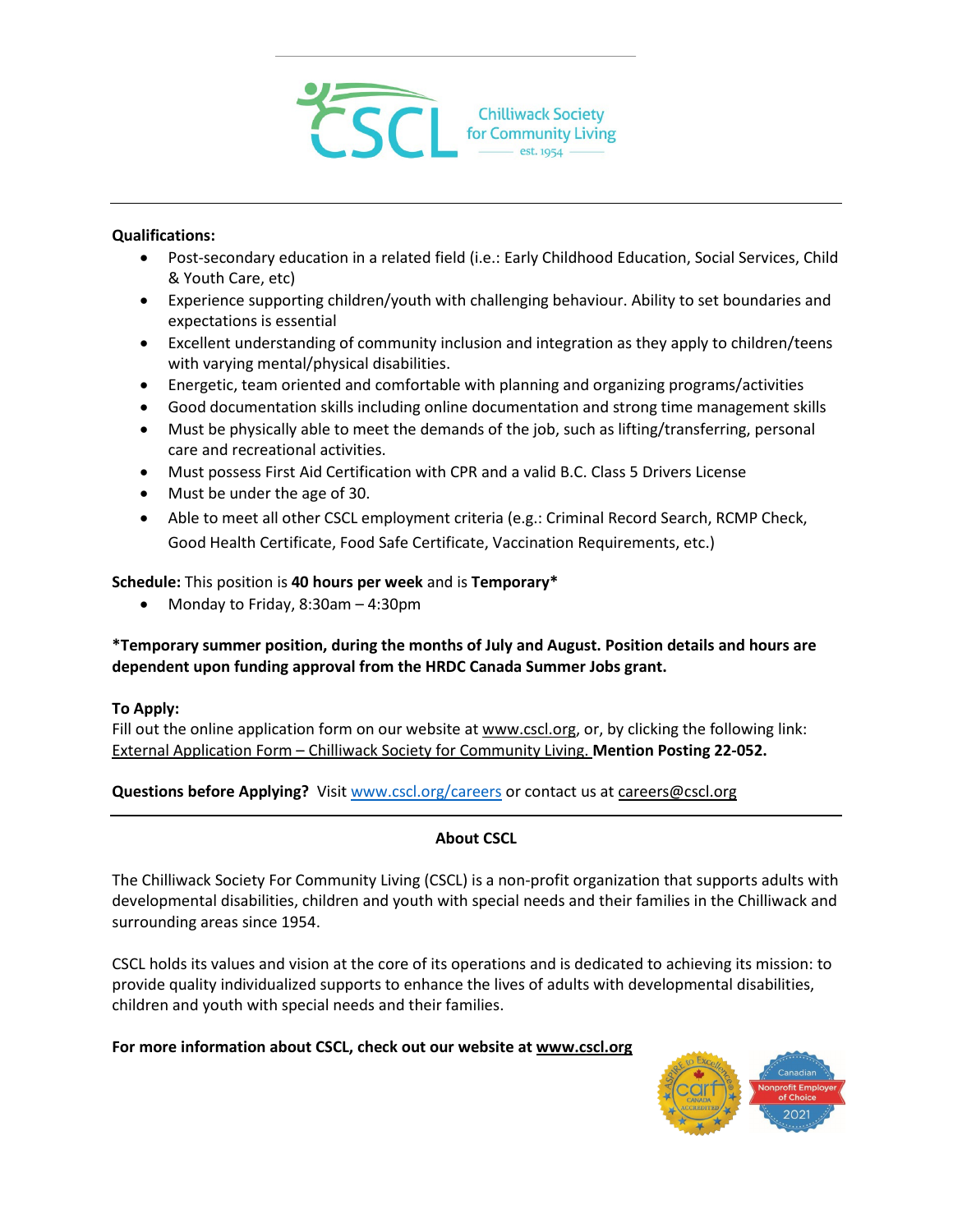**Qualifications:**

- Post-secondary education in a related field (i.e.: Early Childhood Education, Social Services, Child & Youth Care, etc)
- Experience supporting children/youth with challenging behaviour. Ability to set boundaries and expectations is essential
- Excellent understanding of community inclusion and integration as they apply to children/teens with varying mental/physical disabilities.
- Energetic, team oriented and comfortable with planning and organizing programs/activities
- Good documentation skills including online documentation and strong time management skills
- Must be physically able to meet the demands of the job, such as lifting/transferring, personal care and recreational activities.
- Must possess First Aid Certification with CPR and a valid B.C. Class 5 Drivers License
- Must be under the age of 30.
- Able to meet all other CSCL employment criteria (e.g.: Criminal Record Search, RCMP Check, Good Health Certificate, Food Safe Certificate, Vaccination Requirements, etc.)

**Schedule:** This position is **40 hours per week** and is **Temporary***

- Monday to Friday, 8:30am – 4:30pm

***Temporary summer position, during the months of July and August. Position details and hours are dependent upon funding approval from the HRDC Canada Summer Jobs grant.**

**To Apply:**
Fill out the online application form on our website at www.cscl.org, or, by clicking the following link: External Application Form – Chilliwack Society for Community Living. **Mention Posting 22-052.**

**Questions before Applying?** Visit www.cscl.org/careers or contact us at careers@cscl.org

**About CSCL**

The Chilliwack Society For Community Living (CSCL) is a non-profit organization that supports adults with developmental disabilities, children and youth with special needs and their families in the Chilliwack and surrounding areas since 1954.

CSCL holds its values and vision at the core of its operations and is dedicated to achieving its mission: to provide quality individualized supports to enhance the lives of adults with developmental disabilities, children and youth with special needs and their families.

**For more information about CSCL, check out our website at www.cscl.org**